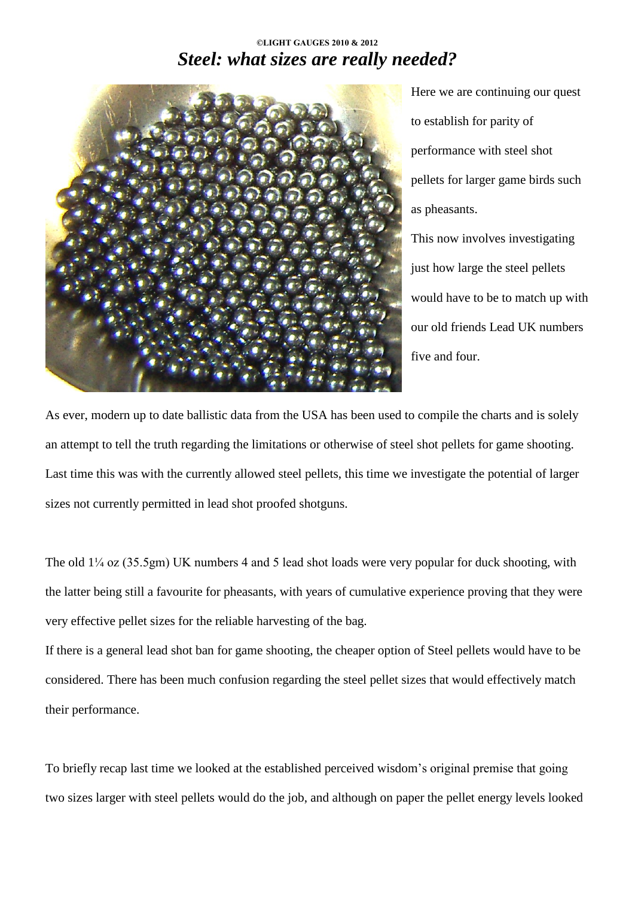©LIGHT GAUGES 2010 & 2012

# *Steel: what sizes are really needed?*

Here we are continuing our quest to establish for parity of performance with steel shot pellets for larger game birds such as pheasants.

This now involves investigating just how large the steel pellets would have to be to match up with our old friends Lead UK numbers five and four.

As ever, modern up to date ballistic data from the USA has been used to compile the charts and is solely an attempt to tell the truth regarding the limitations or otherwise of steel shot pellets for game shooting. Last time this was with the currently allowed steel pellets, this time we investigate the potential of larger sizes not currently permitted in lead shot proofed shotguns.

The old 1¼ oz (35.5gm) UK numbers 4 and 5 lead shot loads were very popular for duck shooting, with the latter being still a favourite for pheasants, with years of cumulative experience proving that they were very effective pellet sizes for the reliable harvesting of the bag.

If there is a general lead shot ban for game shooting, the cheaper option of Steel pellets would have to be considered. There has been much confusion regarding the steel pellet sizes that would effectively match their performance.

To briefly recap last time we looked at the established perceived wisdom's original premise that going two sizes larger with steel pellets would do the job, and although on paper the pellet energy levels looked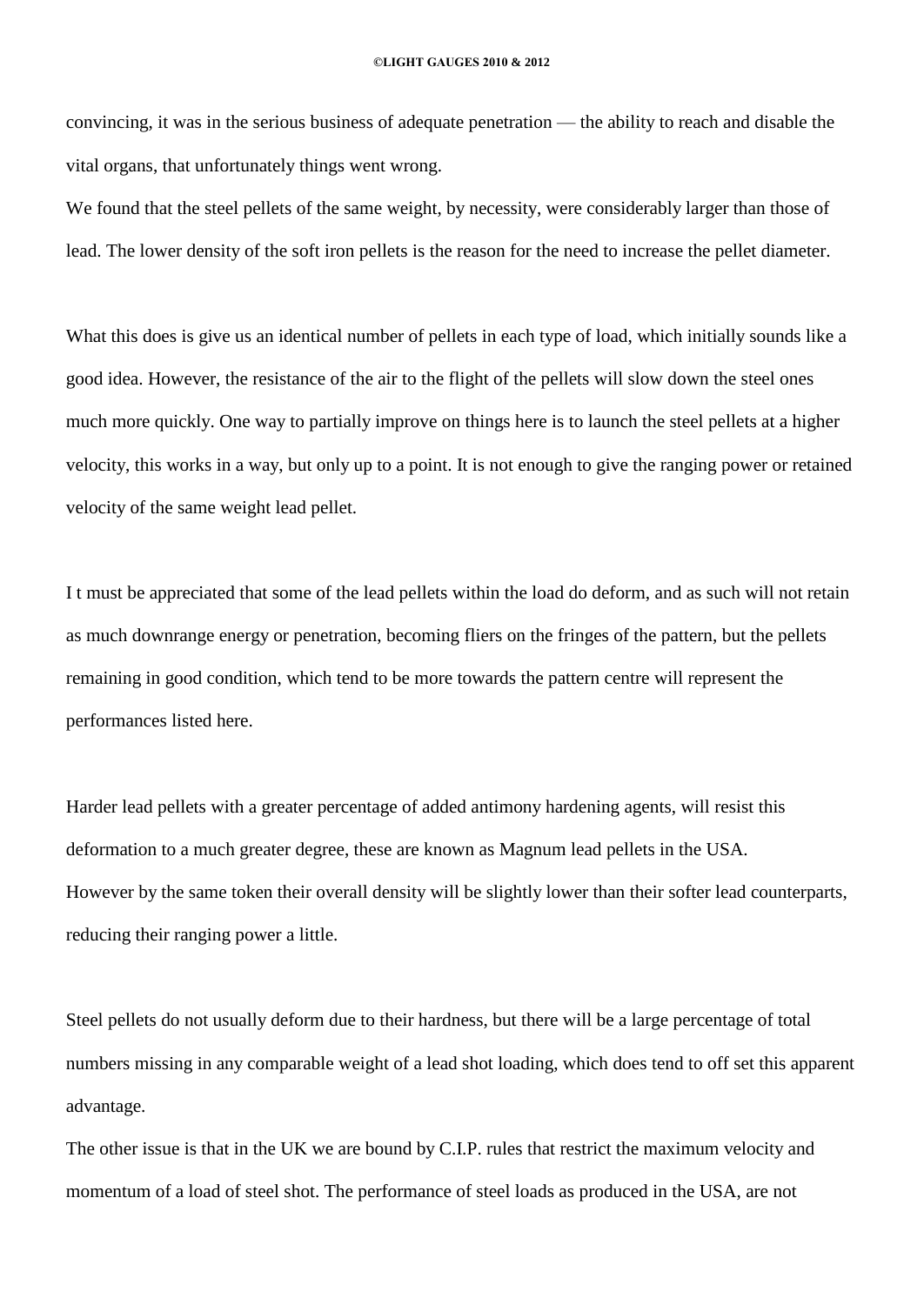convincing, it was in the serious business of adequate penetration — the ability to reach and disable the vital organs, that unfortunately things went wrong.

We found that the steel pellets of the same weight, by necessity, were considerably larger than those of lead. The lower density of the soft iron pellets is the reason for the need to increase the pellet diameter.

What this does is give us an identical number of pellets in each type of load, which initially sounds like a good idea. However, the resistance of the air to the flight of the pellets will slow down the steel ones much more quickly. One way to partially improve on things here is to launch the steel pellets at a higher velocity, this works in a way, but only up to a point. It is not enough to give the ranging power or retained velocity of the same weight lead pellet.

I t must be appreciated that some of the lead pellets within the load do deform, and as such will not retain as much downrange energy or penetration, becoming fliers on the fringes of the pattern, but the pellets remaining in good condition, which tend to be more towards the pattern centre will represent the performances listed here.

Harder lead pellets with a greater percentage of added antimony hardening agents, will resist this deformation to a much greater degree, these are known as Magnum lead pellets in the USA.

However by the same token their overall density will be slightly lower than their softer lead counterparts, reducing their ranging power a little.

Steel pellets do not usually deform due to their hardness, but there will be a large percentage of total numbers missing in any comparable weight of a lead shot loading, which does tend to off set this apparent advantage.

The other issue is that in the UK we are bound by C.I.P. rules that restrict the maximum velocity and momentum of a load of steel shot. The performance of steel loads as produced in the USA, are not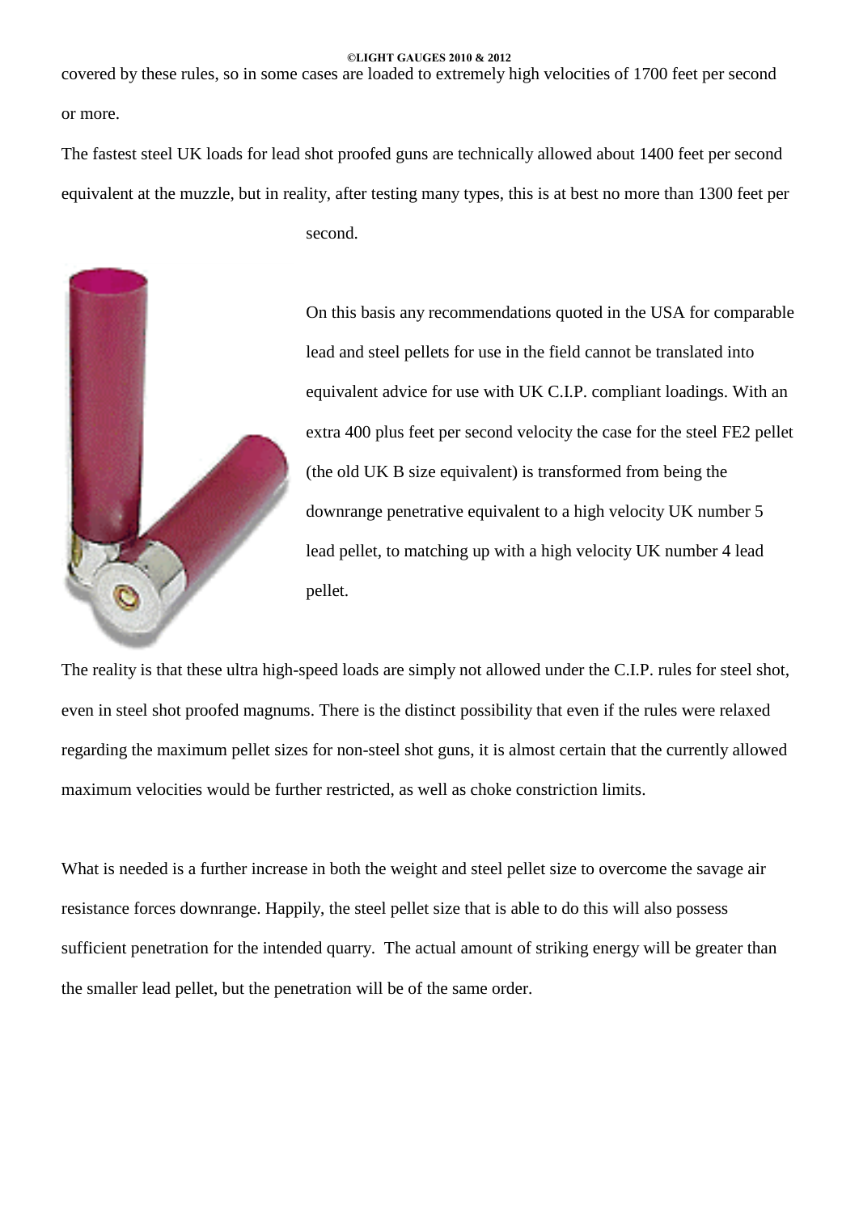covered by these rules, so in some cases are loaded to extremely high velocities of 1700 feet per second or more.

The fastest steel UK loads for lead shot proofed guns are technically allowed about 1400 feet per second equivalent at the muzzle, but in reality, after testing many types, this is at best no more than 1300 feet per second.

On this basis any recommendations quoted in the USA for comparable lead and steel pellets for use in the field cannot be translated into equivalent advice for use with UK C.I.P. compliant loadings. With an extra 400 plus feet per second velocity the case for the steel FE2 pellet (the old UK B size equivalent) is transformed from being the downrange penetrative equivalent to a high velocity UK number 5 lead pellet, to matching up with a high velocity UK number 4 lead pellet.

The reality is that these ultra high-speed loads are simply not allowed under the C.I.P. rules for steel shot, even in steel shot proofed magnums. There is the distinct possibility that even if the rules were relaxed regarding the maximum pellet sizes for non-steel shot guns, it is almost certain that the currently allowed maximum velocities would be further restricted, as well as choke constriction limits.

What is needed is a further increase in both the weight and steel pellet size to overcome the savage air resistance forces downrange. Happily, the steel pellet size that is able to do this will also possess sufficient penetration for the intended quarry. The actual amount of striking energy will be greater than the smaller lead pellet, but the penetration will be of the same order.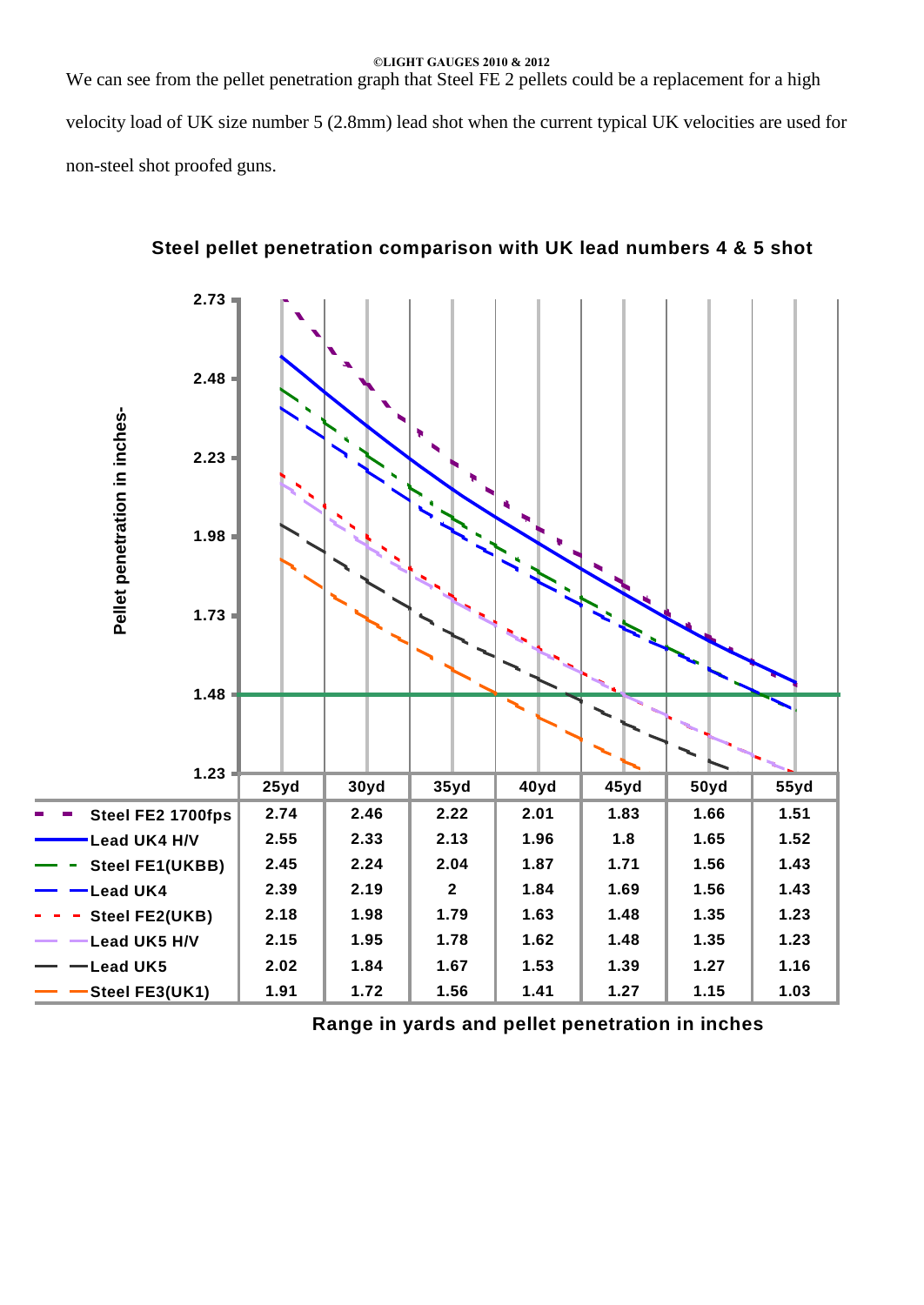We can see from the pellet penetration graph that Steel FE 2 pellets could be a replacement for a high velocity load of UK size number 5 (2.8mm) lead shot when the current typical UK velocities are used for non-steel shot proofed guns.

**Steel pellet penetration comparison with UK lead numbers 4 & 5 shot**

| | 25yd | 30yd | 35yd | 40yd | 45yd | 50yd | 55yd |
|---|---|---|---|---|---|---|---|
| Steel FE2 1700fps | 2.74 | 2.46 | 2.22 | 2.01 | 1.83 | 1.66 | 1.51 |
| Lead UK4 H/V | 2.55 | 2.33 | 2.13 | 1.96 | 1.8 | 1.65 | 1.52 |
| Steel FE1(UKBB) | 2.45 | 2.24 | 2.04 | 1.87 | 1.71 | 1.56 | 1.43 |
| Lead UK4 | 2.39 | 2.19 | 2 | 1.84 | 1.69 | 1.56 | 1.43 |
| Steel FE2(UKB) | 2.18 | 1.98 | 1.79 | 1.63 | 1.48 | 1.35 | 1.23 |
| Lead UK5 H/V | 2.15 | 1.95 | 1.78 | 1.62 | 1.48 | 1.35 | 1.23 |
| Lead UK5 | 2.02 | 1.84 | 1.67 | 1.53 | 1.39 | 1.27 | 1.16 |
| Steel FE3(UK1) | 1.91 | 1.72 | 1.56 | 1.41 | 1.27 | 1.15 | 1.03 |

Range in yards and pellet penetration in inches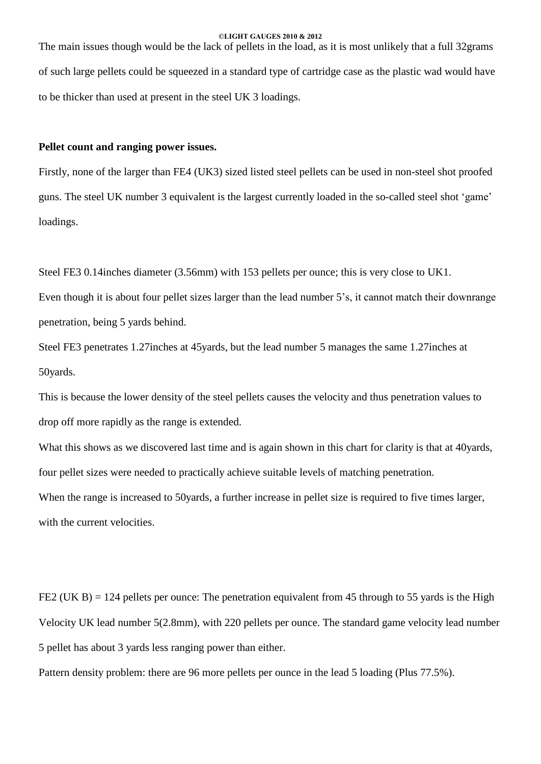The main issues though would be the lack of pellets in the load, as it is most unlikely that a full 32grams of such large pellets could be squeezed in a standard type of cartridge case as the plastic wad would have to be thicker than used at present in the steel UK 3 loadings.

**Pellet count and ranging power issues.**

Firstly, none of the larger than FE4 (UK3) sized listed steel pellets can be used in non-steel shot proofed guns. The steel UK number 3 equivalent is the largest currently loaded in the so-called steel shot 'game' loadings.

Steel FE3 0.14inches diameter (3.56mm) with 153 pellets per ounce; this is very close to UK1.
Even though it is about four pellet sizes larger than the lead number 5's, it cannot match their downrange penetration, being 5 yards behind.
Steel FE3 penetrates 1.27inches at 45yards, but the lead number 5 manages the same 1.27inches at 50yards.
This is because the lower density of the steel pellets causes the velocity and thus penetration values to drop off more rapidly as the range is extended.
What this shows as we discovered last time and is again shown in this chart for clarity is that at 40yards, four pellet sizes were needed to practically achieve suitable levels of matching penetration.
When the range is increased to 50yards, a further increase in pellet size is required to five times larger, with the current velocities.

FE2 (UK B) = 124 pellets per ounce: The penetration equivalent from 45 through to 55 yards is the High Velocity UK lead number 5(2.8mm), with 220 pellets per ounce. The standard game velocity lead number 5 pellet has about 3 yards less ranging power than either.
Pattern density problem: there are 96 more pellets per ounce in the lead 5 loading (Plus 77.5%).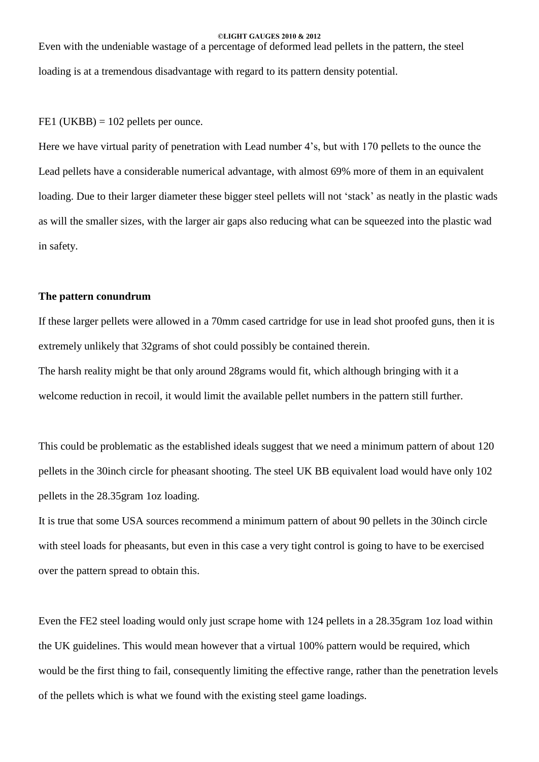Even with the undeniable wastage of a percentage of deformed lead pellets in the pattern, the steel loading is at a tremendous disadvantage with regard to its pattern density potential.

FE1 (UKBB) = 102 pellets per ounce.

Here we have virtual parity of penetration with Lead number 4's, but with 170 pellets to the ounce the Lead pellets have a considerable numerical advantage, with almost 69% more of them in an equivalent loading. Due to their larger diameter these bigger steel pellets will not 'stack' as neatly in the plastic wads as will the smaller sizes, with the larger air gaps also reducing what can be squeezed into the plastic wad in safety.

**The pattern conundrum**

If these larger pellets were allowed in a 70mm cased cartridge for use in lead shot proofed guns, then it is extremely unlikely that 32grams of shot could possibly be contained therein.

The harsh reality might be that only around 28grams would fit, which although bringing with it a welcome reduction in recoil, it would limit the available pellet numbers in the pattern still further.

This could be problematic as the established ideals suggest that we need a minimum pattern of about 120 pellets in the 30inch circle for pheasant shooting. The steel UK BB equivalent load would have only 102 pellets in the 28.35gram 1oz loading.

It is true that some USA sources recommend a minimum pattern of about 90 pellets in the 30inch circle with steel loads for pheasants, but even in this case a very tight control is going to have to be exercised over the pattern spread to obtain this.

Even the FE2 steel loading would only just scrape home with 124 pellets in a 28.35gram 1oz load within the UK guidelines. This would mean however that a virtual 100% pattern would be required, which would be the first thing to fail, consequently limiting the effective range, rather than the penetration levels of the pellets which is what we found with the existing steel game loadings.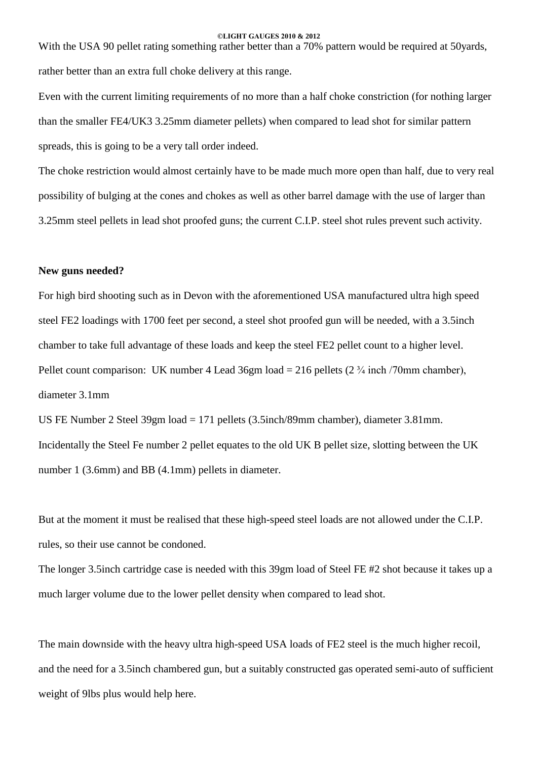With the USA 90 pellet rating something rather better than a 70% pattern would be required at 50yards, rather better than an extra full choke delivery at this range.

Even with the current limiting requirements of no more than a half choke constriction (for nothing larger than the smaller FE4/UK3 3.25mm diameter pellets) when compared to lead shot for similar pattern spreads, this is going to be a very tall order indeed.

The choke restriction would almost certainly have to be made much more open than half, due to very real possibility of bulging at the cones and chokes as well as other barrel damage with the use of larger than 3.25mm steel pellets in lead shot proofed guns; the current C.I.P. steel shot rules prevent such activity.

**New guns needed?**

For high bird shooting such as in Devon with the aforementioned USA manufactured ultra high speed steel FE2 loadings with 1700 feet per second, a steel shot proofed gun will be needed, with a 3.5inch chamber to take full advantage of these loads and keep the steel FE2 pellet count to a higher level.

Pellet count comparison: UK number 4 Lead 36gm load = 216 pellets (2 ¾ inch /70mm chamber), diameter 3.1mm

US FE Number 2 Steel 39gm load = 171 pellets (3.5inch/89mm chamber), diameter 3.81mm.

Incidentally the Steel Fe number 2 pellet equates to the old UK B pellet size, slotting between the UK number 1 (3.6mm) and BB (4.1mm) pellets in diameter.

But at the moment it must be realised that these high-speed steel loads are not allowed under the C.I.P. rules, so their use cannot be condoned.

The longer 3.5inch cartridge case is needed with this 39gm load of Steel FE #2 shot because it takes up a much larger volume due to the lower pellet density when compared to lead shot.

The main downside with the heavy ultra high-speed USA loads of FE2 steel is the much higher recoil, and the need for a 3.5inch chambered gun, but a suitably constructed gas operated semi-auto of sufficient weight of 9lbs plus would help here.